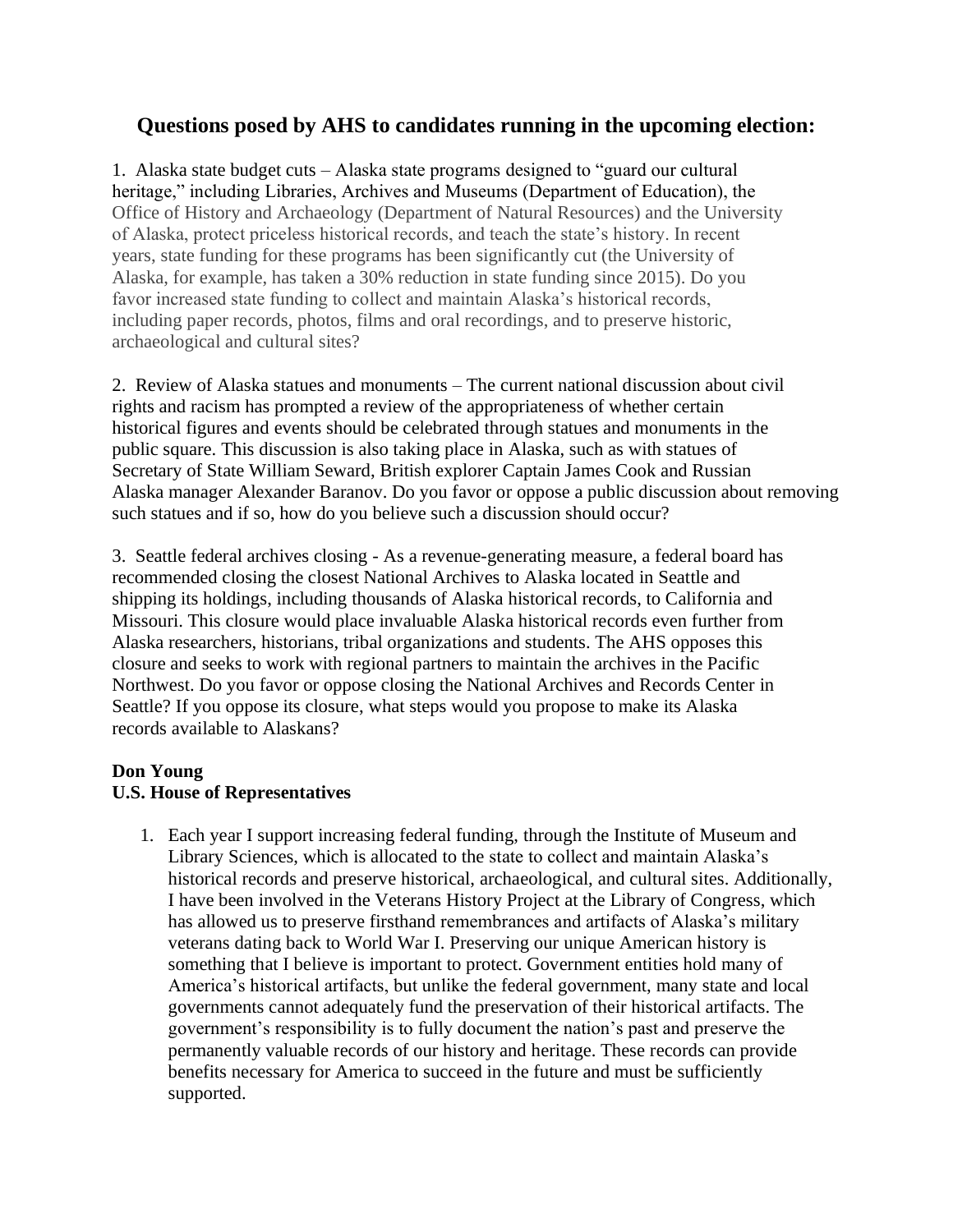## Questions posed by AHS to candidates running in the upcoming election:

1. Alaska state budget cuts – Alaska state programs designed to "guard our cultural heritage," including Libraries, Archives and Museums (Department of Education), the Office of History and Archaeology (Department of Natural Resources) and the University of Alaska, protect priceless historical records, and teach the state's history. In recent years, state funding for these programs has been significantly cut (the University of Alaska, for example, has taken a 30% reduction in state funding since 2015). Do you favor increased state funding to collect and maintain Alaska's historical records, including paper records, photos, films and oral recordings, and to preserve historic, archaeological and cultural sites?

2. Review of Alaska statues and monuments – The current national discussion about civil rights and racism has prompted a review of the appropriateness of whether certain historical figures and events should be celebrated through statues and monuments in the public square. This discussion is also taking place in Alaska, such as with statues of Secretary of State William Seward, British explorer Captain James Cook and Russian Alaska manager Alexander Baranov. Do you favor or oppose a public discussion about removing such statues and if so, how do you believe such a discussion should occur?

3. Seattle federal archives closing - As a revenue-generating measure, a federal board has recommended closing the closest National Archives to Alaska located in Seattle and shipping its holdings, including thousands of Alaska historical records, to California and Missouri. This closure would place invaluable Alaska historical records even further from Alaska researchers, historians, tribal organizations and students. The AHS opposes this closure and seeks to work with regional partners to maintain the archives in the Pacific Northwest. Do you favor or oppose closing the National Archives and Records Center in Seattle? If you oppose its closure, what steps would you propose to make its Alaska records available to Alaskans?

**Don Young**
**U.S. House of Representatives**

1. Each year I support increasing federal funding, through the Institute of Museum and Library Sciences, which is allocated to the state to collect and maintain Alaska's historical records and preserve historical, archaeological, and cultural sites. Additionally, I have been involved in the Veterans History Project at the Library of Congress, which has allowed us to preserve firsthand remembrances and artifacts of Alaska's military veterans dating back to World War I. Preserving our unique American history is something that I believe is important to protect. Government entities hold many of America's historical artifacts, but unlike the federal government, many state and local governments cannot adequately fund the preservation of their historical artifacts. The government's responsibility is to fully document the nation's past and preserve the permanently valuable records of our history and heritage. These records can provide benefits necessary for America to succeed in the future and must be sufficiently supported.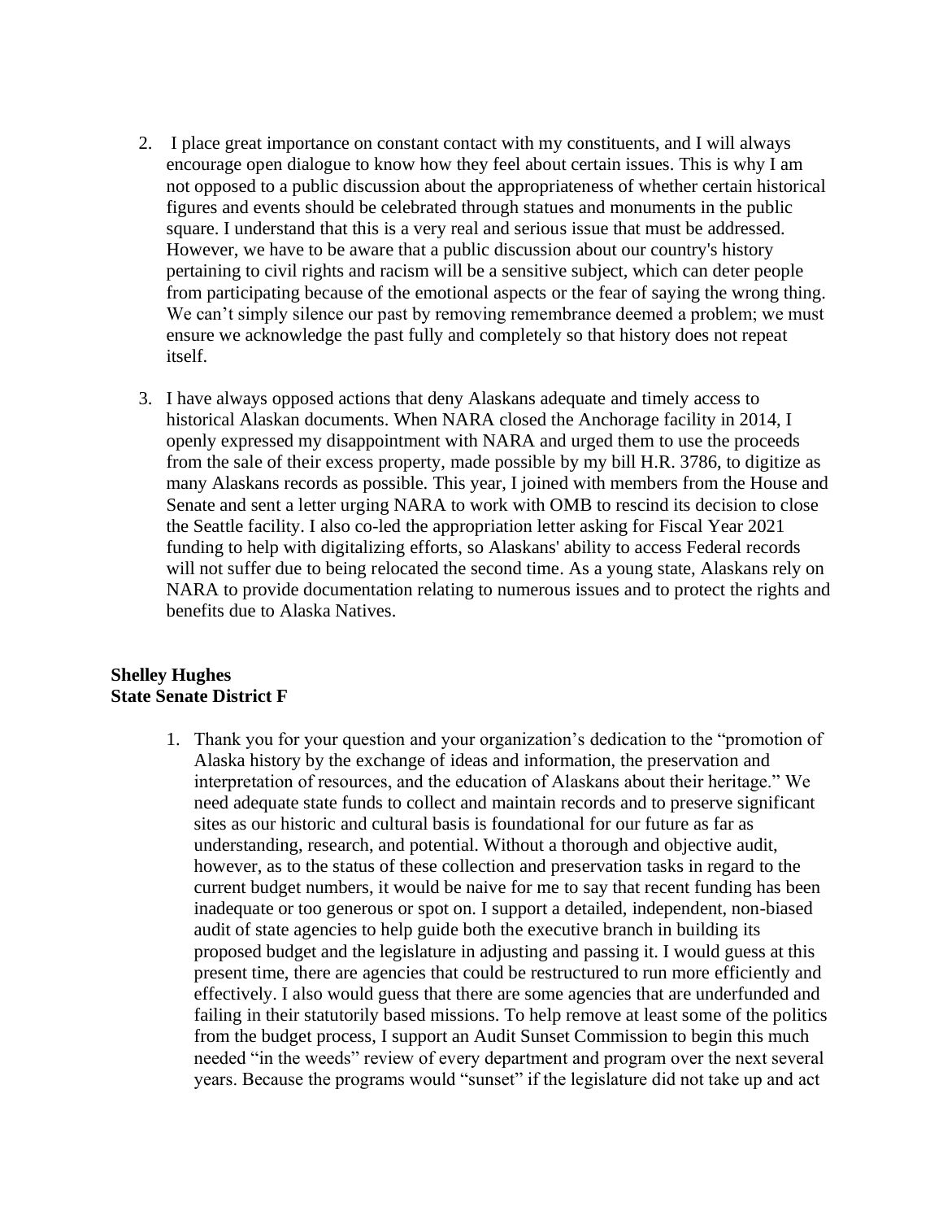2. I place great importance on constant contact with my constituents, and I will always encourage open dialogue to know how they feel about certain issues. This is why I am not opposed to a public discussion about the appropriateness of whether certain historical figures and events should be celebrated through statues and monuments in the public square. I understand that this is a very real and serious issue that must be addressed. However, we have to be aware that a public discussion about our country's history pertaining to civil rights and racism will be a sensitive subject, which can deter people from participating because of the emotional aspects or the fear of saying the wrong thing. We can't simply silence our past by removing remembrance deemed a problem; we must ensure we acknowledge the past fully and completely so that history does not repeat itself.

3. I have always opposed actions that deny Alaskans adequate and timely access to historical Alaskan documents. When NARA closed the Anchorage facility in 2014, I openly expressed my disappointment with NARA and urged them to use the proceeds from the sale of their excess property, made possible by my bill H.R. 3786, to digitize as many Alaskans records as possible. This year, I joined with members from the House and Senate and sent a letter urging NARA to work with OMB to rescind its decision to close the Seattle facility. I also co-led the appropriation letter asking for Fiscal Year 2021 funding to help with digitalizing efforts, so Alaskans' ability to access Federal records will not suffer due to being relocated the second time. As a young state, Alaskans rely on NARA to provide documentation relating to numerous issues and to protect the rights and benefits due to Alaska Natives.

**Shelley Hughes**
**State Senate District F**

1. Thank you for your question and your organization's dedication to the "promotion of Alaska history by the exchange of ideas and information, the preservation and interpretation of resources, and the education of Alaskans about their heritage." We need adequate state funds to collect and maintain records and to preserve significant sites as our historic and cultural basis is foundational for our future as far as understanding, research, and potential. Without a thorough and objective audit, however, as to the status of these collection and preservation tasks in regard to the current budget numbers, it would be naive for me to say that recent funding has been inadequate or too generous or spot on. I support a detailed, independent, non-biased audit of state agencies to help guide both the executive branch in building its proposed budget and the legislature in adjusting and passing it. I would guess at this present time, there are agencies that could be restructured to run more efficiently and effectively. I also would guess that there are some agencies that are underfunded and failing in their statutorily based missions. To help remove at least some of the politics from the budget process, I support an Audit Sunset Commission to begin this much needed "in the weeds" review of every department and program over the next several years. Because the programs would "sunset" if the legislature did not take up and act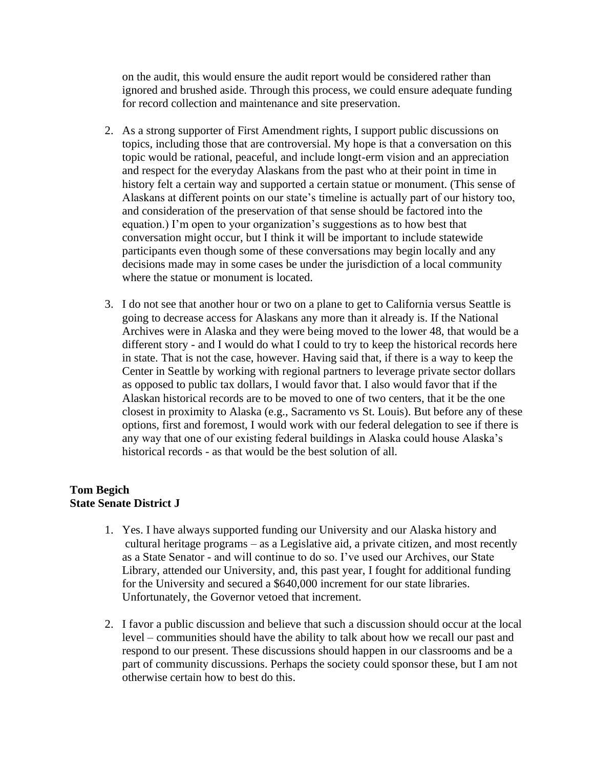on the audit, this would ensure the audit report would be considered rather than ignored and brushed aside. Through this process, we could ensure adequate funding for record collection and maintenance and site preservation.

2. As a strong supporter of First Amendment rights, I support public discussions on topics, including those that are controversial. My hope is that a conversation on this topic would be rational, peaceful, and include longt-erm vision and an appreciation and respect for the everyday Alaskans from the past who at their point in time in history felt a certain way and supported a certain statue or monument. (This sense of Alaskans at different points on our state's timeline is actually part of our history too, and consideration of the preservation of that sense should be factored into the equation.) I'm open to your organization's suggestions as to how best that conversation might occur, but I think it will be important to include statewide participants even though some of these conversations may begin locally and any decisions made may in some cases be under the jurisdiction of a local community where the statue or monument is located.

3. I do not see that another hour or two on a plane to get to California versus Seattle is going to decrease access for Alaskans any more than it already is. If the National Archives were in Alaska and they were being moved to the lower 48, that would be a different story - and I would do what I could to try to keep the historical records here in state. That is not the case, however. Having said that, if there is a way to keep the Center in Seattle by working with regional partners to leverage private sector dollars as opposed to public tax dollars, I would favor that. I also would favor that if the Alaskan historical records are to be moved to one of two centers, that it be the one closest in proximity to Alaska (e.g., Sacramento vs St. Louis). But before any of these options, first and foremost, I would work with our federal delegation to see if there is any way that one of our existing federal buildings in Alaska could house Alaska's historical records - as that would be the best solution of all.

**Tom Begich**
**State Senate District J**

1. Yes. I have always supported funding our University and our Alaska history and cultural heritage programs – as a Legislative aid, a private citizen, and most recently as a State Senator - and will continue to do so. I've used our Archives, our State Library, attended our University, and, this past year, I fought for additional funding for the University and secured a $640,000 increment for our state libraries. Unfortunately, the Governor vetoed that increment.

2. I favor a public discussion and believe that such a discussion should occur at the local level – communities should have the ability to talk about how we recall our past and respond to our present. These discussions should happen in our classrooms and be a part of community discussions. Perhaps the society could sponsor these, but I am not otherwise certain how to best do this.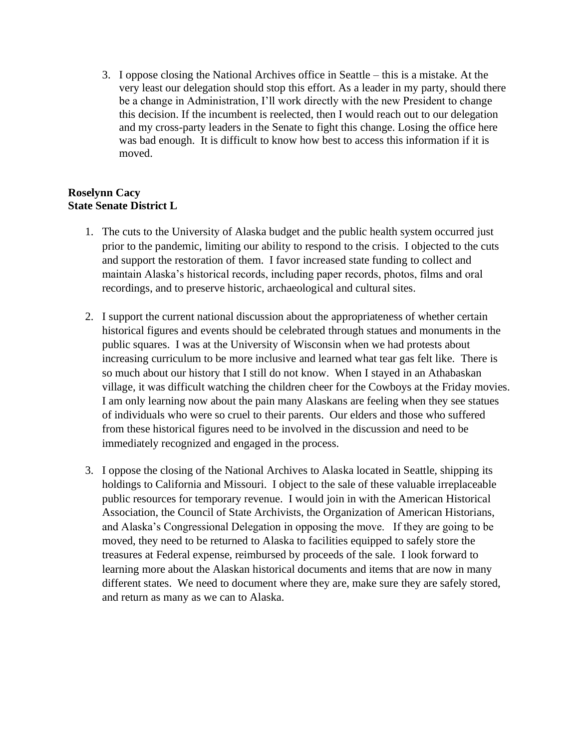3. I oppose closing the National Archives office in Seattle – this is a mistake. At the very least our delegation should stop this effort. As a leader in my party, should there be a change in Administration, I'll work directly with the new President to change this decision. If the incumbent is reelected, then I would reach out to our delegation and my cross-party leaders in the Senate to fight this change. Losing the office here was bad enough. It is difficult to know how best to access this information if it is moved.

**Roselynn Cacy**
**State Senate District L**

1. The cuts to the University of Alaska budget and the public health system occurred just prior to the pandemic, limiting our ability to respond to the crisis. I objected to the cuts and support the restoration of them. I favor increased state funding to collect and maintain Alaska's historical records, including paper records, photos, films and oral recordings, and to preserve historic, archaeological and cultural sites.

2. I support the current national discussion about the appropriateness of whether certain historical figures and events should be celebrated through statues and monuments in the public squares. I was at the University of Wisconsin when we had protests about increasing curriculum to be more inclusive and learned what tear gas felt like. There is so much about our history that I still do not know. When I stayed in an Athabaskan village, it was difficult watching the children cheer for the Cowboys at the Friday movies. I am only learning now about the pain many Alaskans are feeling when they see statues of individuals who were so cruel to their parents. Our elders and those who suffered from these historical figures need to be involved in the discussion and need to be immediately recognized and engaged in the process.

3. I oppose the closing of the National Archives to Alaska located in Seattle, shipping its holdings to California and Missouri. I object to the sale of these valuable irreplaceable public resources for temporary revenue. I would join in with the American Historical Association, the Council of State Archivists, the Organization of American Historians, and Alaska's Congressional Delegation in opposing the move. If they are going to be moved, they need to be returned to Alaska to facilities equipped to safely store the treasures at Federal expense, reimbursed by proceeds of the sale. I look forward to learning more about the Alaskan historical documents and items that are now in many different states. We need to document where they are, make sure they are safely stored, and return as many as we can to Alaska.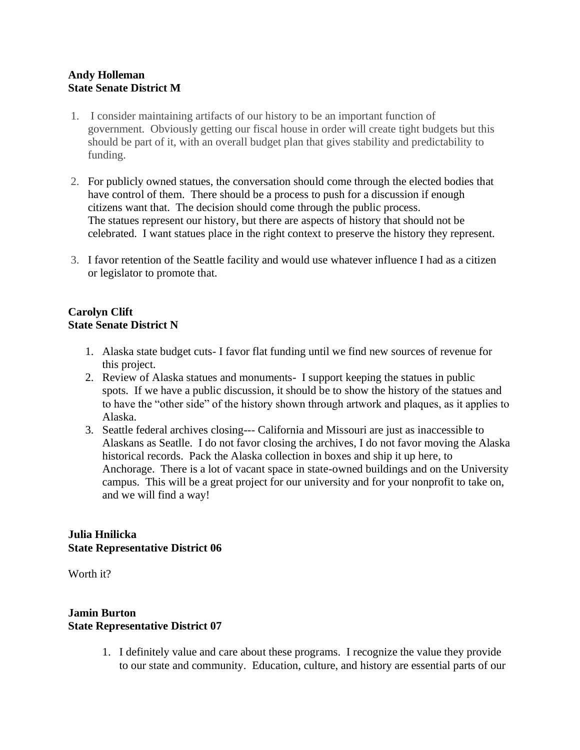**Andy Holleman**
**State Senate District M**

1. I consider maintaining artifacts of our history to be an important function of government. Obviously getting our fiscal house in order will create tight budgets but this should be part of it, with an overall budget plan that gives stability and predictability to funding.

2. For publicly owned statues, the conversation should come through the elected bodies that have control of them. There should be a process to push for a discussion if enough citizens want that. The decision should come through the public process.
   The statues represent our history, but there are aspects of history that should not be celebrated. I want statues place in the right context to preserve the history they represent.

3. I favor retention of the Seattle facility and would use whatever influence I had as a citizen or legislator to promote that.

**Carolyn Clift**
**State Senate District N**

1. Alaska state budget cuts- I favor flat funding until we find new sources of revenue for this project.
2. Review of Alaska statues and monuments- I support keeping the statues in public spots. If we have a public discussion, it should be to show the history of the statues and to have the "other side" of the history shown through artwork and plaques, as it applies to Alaska.
3. Seattle federal archives closing--- California and Missouri are just as inaccessible to Alaskans as Seatlle. I do not favor closing the archives, I do not favor moving the Alaska historical records. Pack the Alaska collection in boxes and ship it up here, to Anchorage. There is a lot of vacant space in state-owned buildings and on the University campus. This will be a great project for our university and for your nonprofit to take on, and we will find a way!

**Julia Hnilicka**
**State Representative District 06**

Worth it?

**Jamin Burton**
**State Representative District 07**

1. I definitely value and care about these programs. I recognize the value they provide to our state and community. Education, culture, and history are essential parts of our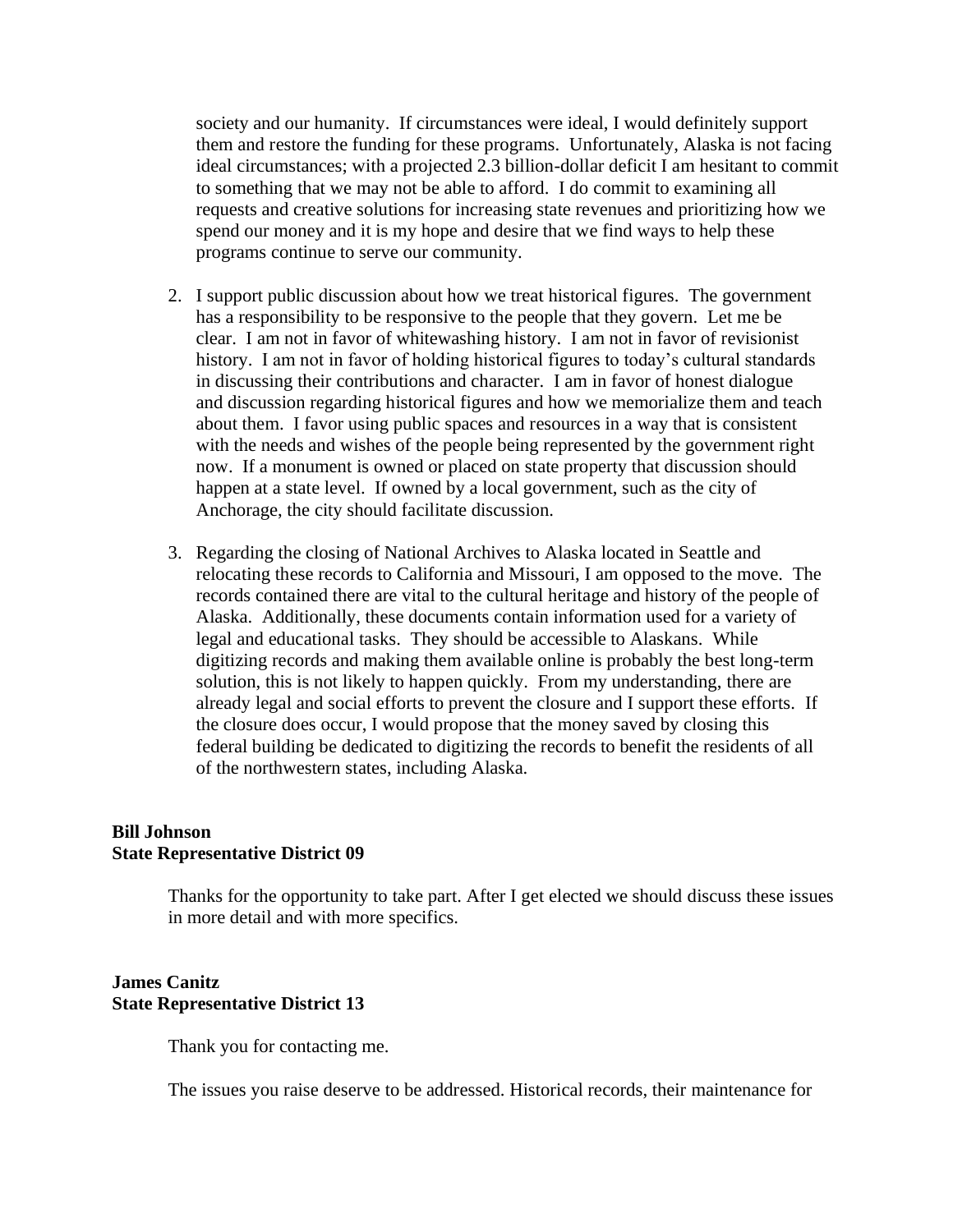society and our humanity. If circumstances were ideal, I would definitely support them and restore the funding for these programs. Unfortunately, Alaska is not facing ideal circumstances; with a projected 2.3 billion-dollar deficit I am hesitant to commit to something that we may not be able to afford. I do commit to examining all requests and creative solutions for increasing state revenues and prioritizing how we spend our money and it is my hope and desire that we find ways to help these programs continue to serve our community.

2. I support public discussion about how we treat historical figures. The government has a responsibility to be responsive to the people that they govern. Let me be clear. I am not in favor of whitewashing history. I am not in favor of revisionist history. I am not in favor of holding historical figures to today's cultural standards in discussing their contributions and character. I am in favor of honest dialogue and discussion regarding historical figures and how we memorialize them and teach about them. I favor using public spaces and resources in a way that is consistent with the needs and wishes of the people being represented by the government right now. If a monument is owned or placed on state property that discussion should happen at a state level. If owned by a local government, such as the city of Anchorage, the city should facilitate discussion.

3. Regarding the closing of National Archives to Alaska located in Seattle and relocating these records to California and Missouri, I am opposed to the move. The records contained there are vital to the cultural heritage and history of the people of Alaska. Additionally, these documents contain information used for a variety of legal and educational tasks. They should be accessible to Alaskans. While digitizing records and making them available online is probably the best long-term solution, this is not likely to happen quickly. From my understanding, there are already legal and social efforts to prevent the closure and I support these efforts. If the closure does occur, I would propose that the money saved by closing this federal building be dedicated to digitizing the records to benefit the residents of all of the northwestern states, including Alaska.

**Bill Johnson**
**State Representative District 09**

Thanks for the opportunity to take part. After I get elected we should discuss these issues in more detail and with more specifics.

**James Canitz**
**State Representative District 13**

Thank you for contacting me.

The issues you raise deserve to be addressed. Historical records, their maintenance for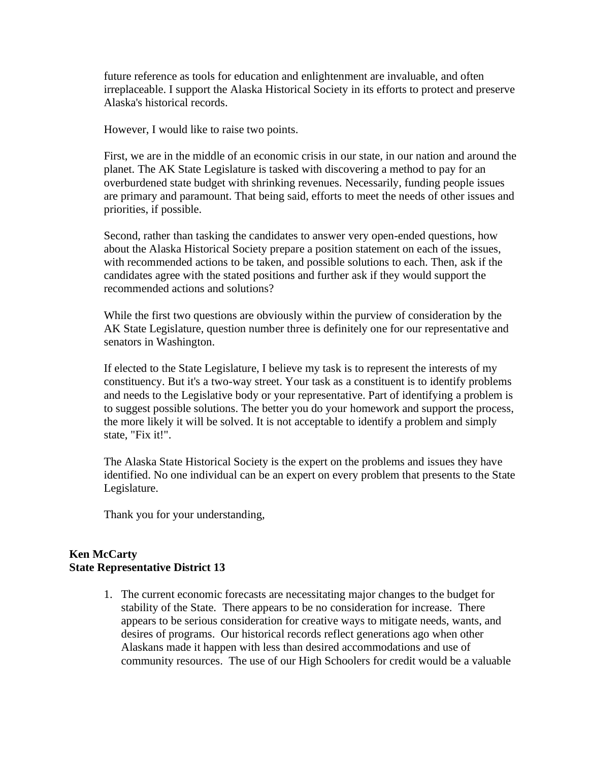future reference as tools for education and enlightenment are invaluable, and often irreplaceable. I support the Alaska Historical Society in its efforts to protect and preserve Alaska's historical records.

However, I would like to raise two points.

First, we are in the middle of an economic crisis in our state, in our nation and around the planet. The AK State Legislature is tasked with discovering a method to pay for an overburdened state budget with shrinking revenues. Necessarily, funding people issues are primary and paramount. That being said, efforts to meet the needs of other issues and priorities, if possible.

Second, rather than tasking the candidates to answer very open-ended questions, how about the Alaska Historical Society prepare a position statement on each of the issues, with recommended actions to be taken, and possible solutions to each. Then, ask if the candidates agree with the stated positions and further ask if they would support the recommended actions and solutions?

While the first two questions are obviously within the purview of consideration by the AK State Legislature, question number three is definitely one for our representative and senators in Washington.

If elected to the State Legislature, I believe my task is to represent the interests of my constituency. But it's a two-way street. Your task as a constituent is to identify problems and needs to the Legislative body or your representative. Part of identifying a problem is to suggest possible solutions. The better you do your homework and support the process, the more likely it will be solved. It is not acceptable to identify a problem and simply state, "Fix it!".

The Alaska State Historical Society is the expert on the problems and issues they have identified. No one individual can be an expert on every problem that presents to the State Legislature.

Thank you for your understanding,

**Ken McCarty**
**State Representative District 13**

1. The current economic forecasts are necessitating major changes to the budget for stability of the State. There appears to be no consideration for increase. There appears to be serious consideration for creative ways to mitigate needs, wants, and desires of programs. Our historical records reflect generations ago when other Alaskans made it happen with less than desired accommodations and use of community resources. The use of our High Schoolers for credit would be a valuable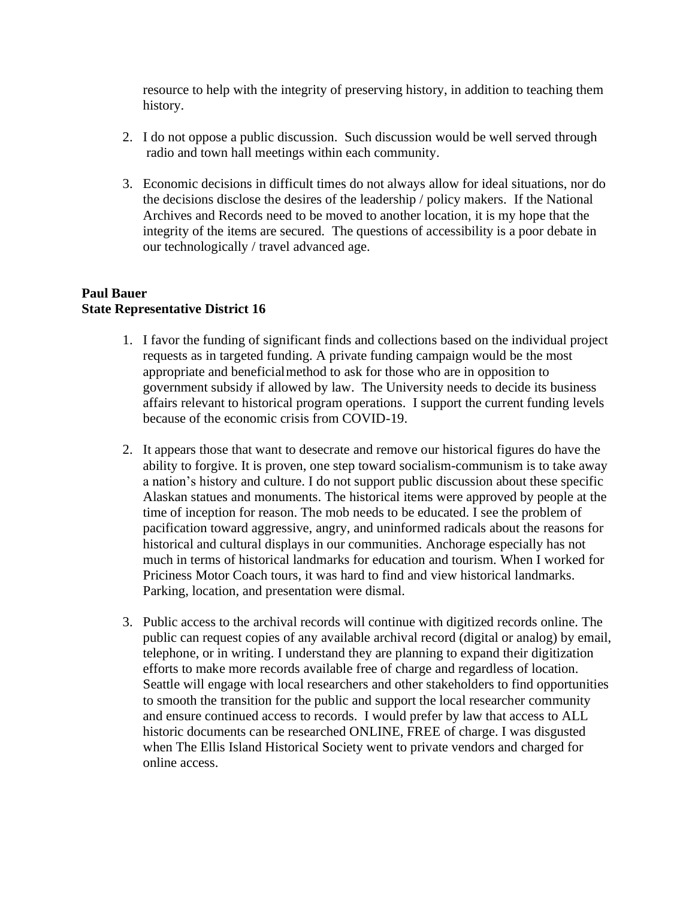resource to help with the integrity of preserving history, in addition to teaching them history.

2. I do not oppose a public discussion. Such discussion would be well served through radio and town hall meetings within each community.

3. Economic decisions in difficult times do not always allow for ideal situations, nor do the decisions disclose the desires of the leadership / policy makers. If the National Archives and Records need to be moved to another location, it is my hope that the integrity of the items are secured. The questions of accessibility is a poor debate in our technologically / travel advanced age.

**Paul Bauer**
**State Representative District 16**

1. I favor the funding of significant finds and collections based on the individual project requests as in targeted funding. A private funding campaign would be the most appropriate and beneficial method to ask for those who are in opposition to government subsidy if allowed by law. The University needs to decide its business affairs relevant to historical program operations. I support the current funding levels because of the economic crisis from COVID-19.

2. It appears those that want to desecrate and remove our historical figures do have the ability to forgive. It is proven, one step toward socialism-communism is to take away a nation's history and culture. I do not support public discussion about these specific Alaskan statues and monuments. The historical items were approved by people at the time of inception for reason. The mob needs to be educated. I see the problem of pacification toward aggressive, angry, and uninformed radicals about the reasons for historical and cultural displays in our communities. Anchorage especially has not much in terms of historical landmarks for education and tourism. When I worked for Priciness Motor Coach tours, it was hard to find and view historical landmarks. Parking, location, and presentation were dismal.

3. Public access to the archival records will continue with digitized records online. The public can request copies of any available archival record (digital or analog) by email, telephone, or in writing. I understand they are planning to expand their digitization efforts to make more records available free of charge and regardless of location. Seattle will engage with local researchers and other stakeholders to find opportunities to smooth the transition for the public and support the local researcher community and ensure continued access to records. I would prefer by law that access to ALL historic documents can be researched ONLINE, FREE of charge. I was disgusted when The Ellis Island Historical Society went to private vendors and charged for online access.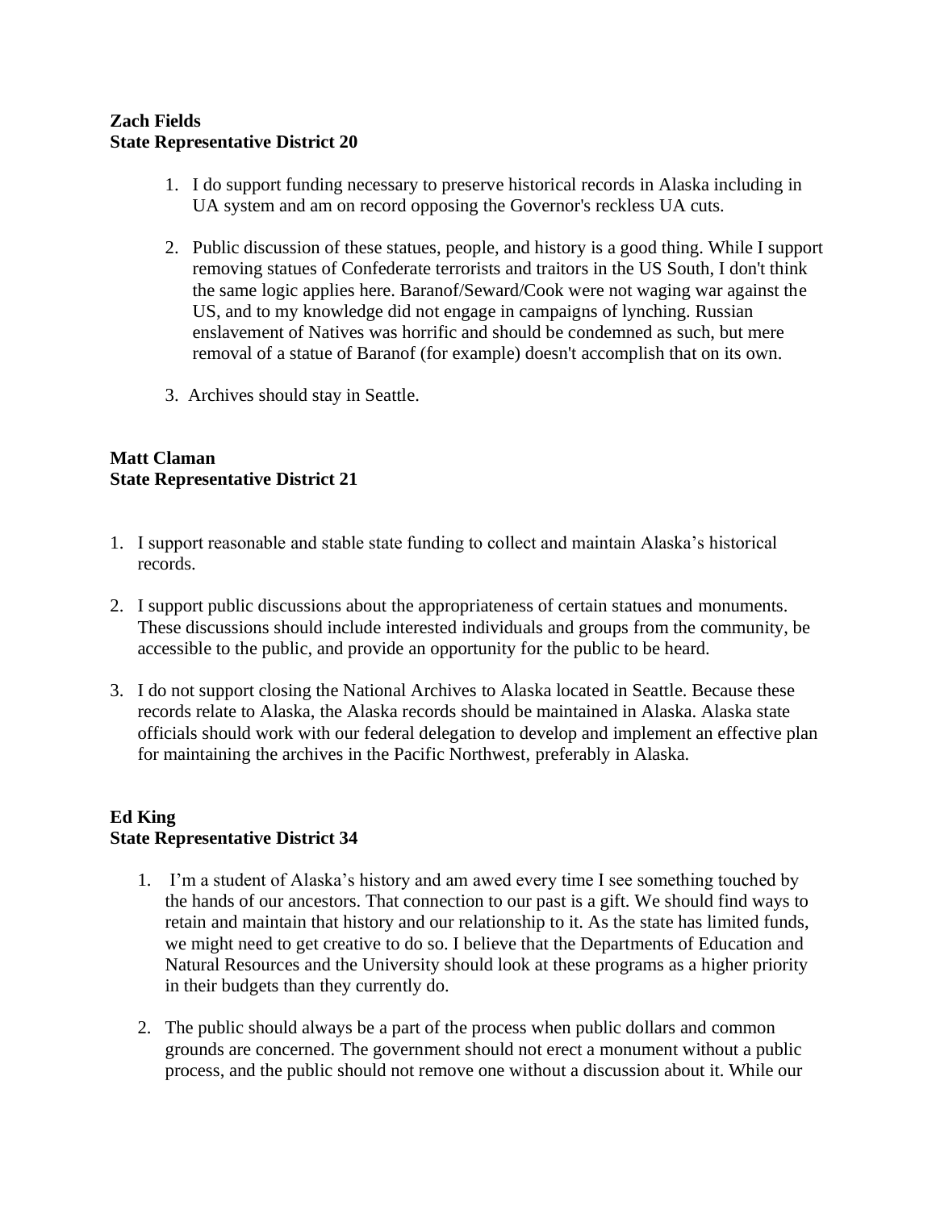**Zach Fields**
**State Representative District 20**

1. I do support funding necessary to preserve historical records in Alaska including in UA system and am on record opposing the Governor's reckless UA cuts.

2. Public discussion of these statues, people, and history is a good thing. While I support removing statues of Confederate terrorists and traitors in the US South, I don't think the same logic applies here. Baranof/Seward/Cook were not waging war against the US, and to my knowledge did not engage in campaigns of lynching. Russian enslavement of Natives was horrific and should be condemned as such, but mere removal of a statue of Baranof (for example) doesn't accomplish that on its own.

3. Archives should stay in Seattle.

**Matt Claman**
**State Representative District 21**

1. I support reasonable and stable state funding to collect and maintain Alaska's historical records.

2. I support public discussions about the appropriateness of certain statues and monuments. These discussions should include interested individuals and groups from the community, be accessible to the public, and provide an opportunity for the public to be heard.

3. I do not support closing the National Archives to Alaska located in Seattle. Because these records relate to Alaska, the Alaska records should be maintained in Alaska. Alaska state officials should work with our federal delegation to develop and implement an effective plan for maintaining the archives in the Pacific Northwest, preferably in Alaska.

**Ed King**
**State Representative District 34**

1. I'm a student of Alaska's history and am awed every time I see something touched by the hands of our ancestors. That connection to our past is a gift. We should find ways to retain and maintain that history and our relationship to it. As the state has limited funds, we might need to get creative to do so. I believe that the Departments of Education and Natural Resources and the University should look at these programs as a higher priority in their budgets than they currently do.

2. The public should always be a part of the process when public dollars and common grounds are concerned. The government should not erect a monument without a public process, and the public should not remove one without a discussion about it. While our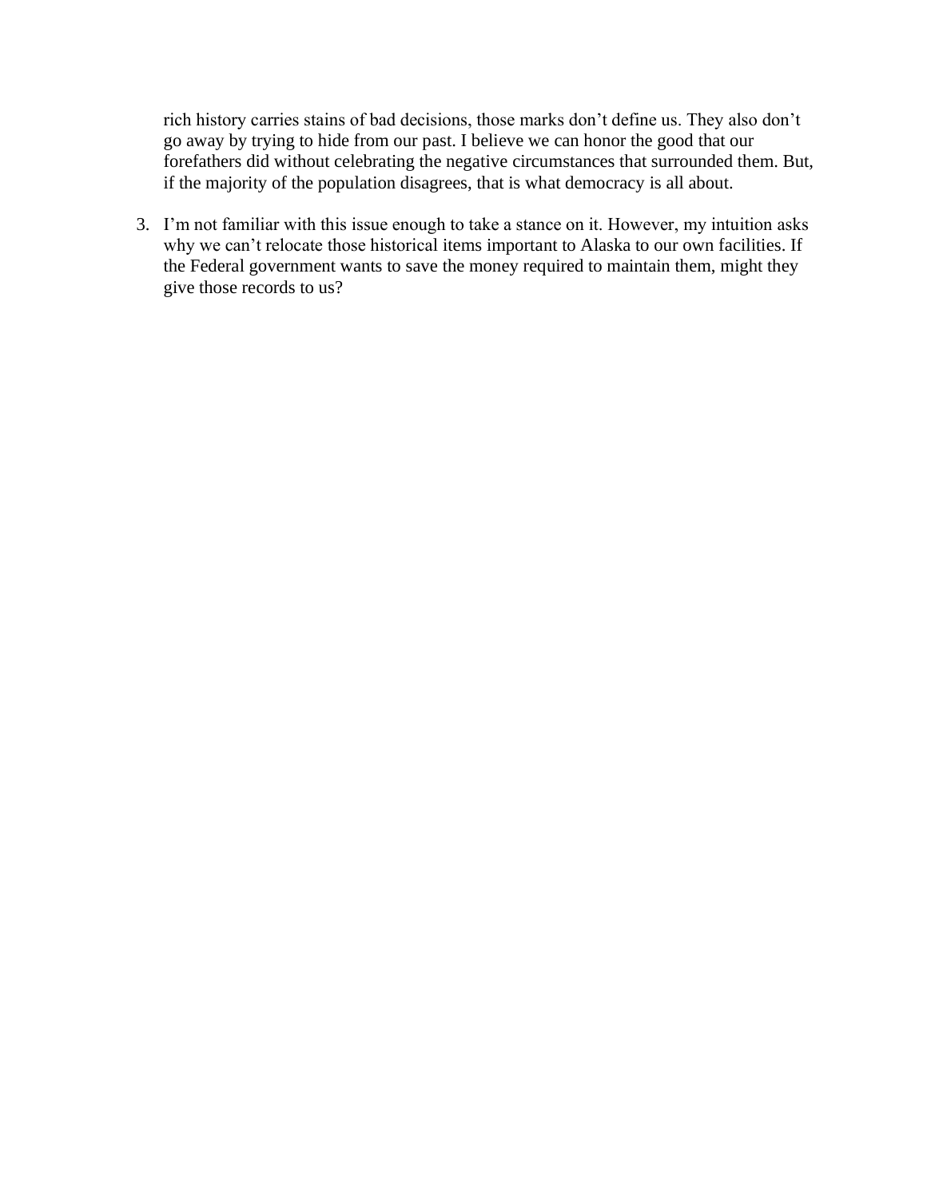rich history carries stains of bad decisions, those marks don't define us. They also don't go away by trying to hide from our past. I believe we can honor the good that our forefathers did without celebrating the negative circumstances that surrounded them. But, if the majority of the population disagrees, that is what democracy is all about.

3. I'm not familiar with this issue enough to take a stance on it. However, my intuition asks why we can't relocate those historical items important to Alaska to our own facilities. If the Federal government wants to save the money required to maintain them, might they give those records to us?